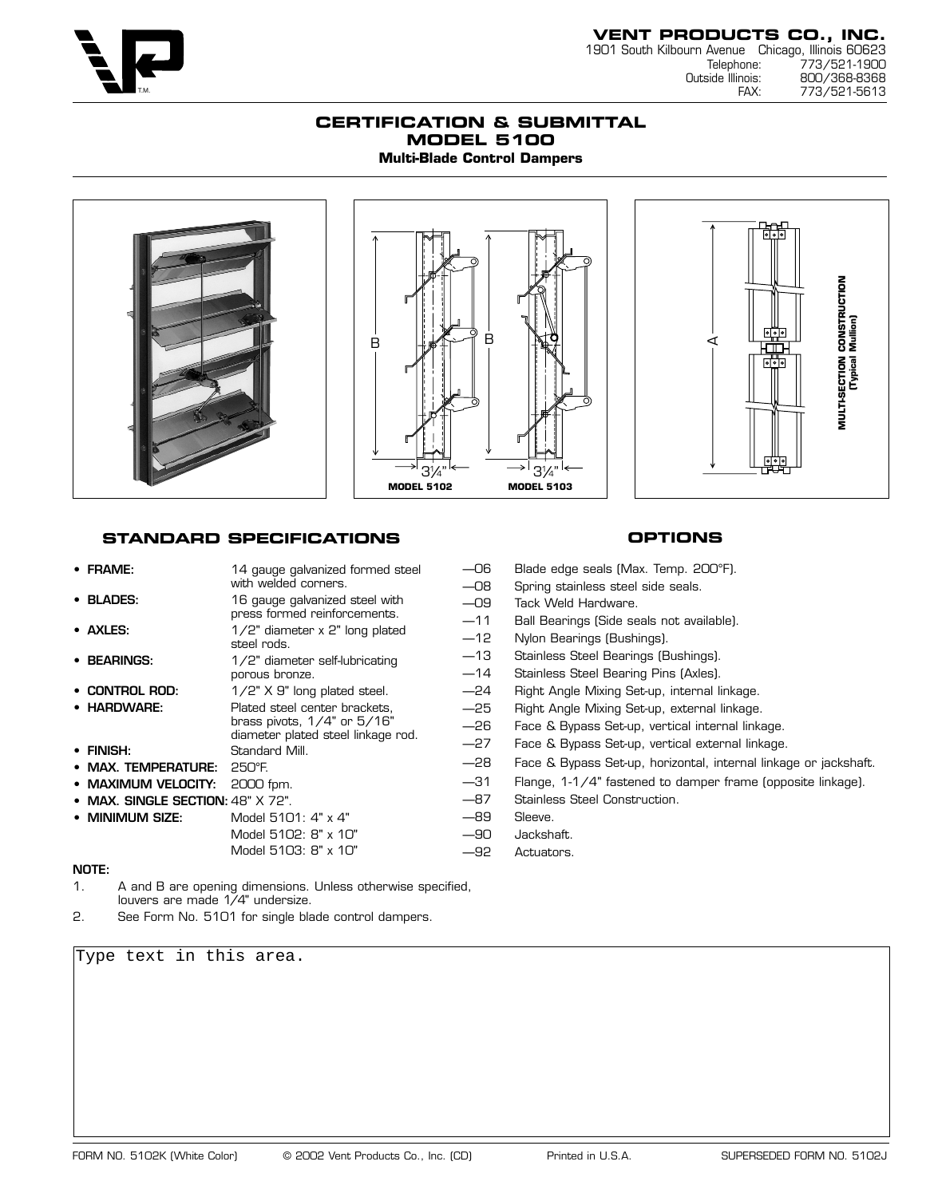**VENT PRODUCTS CO., INC.**
1901 South Kilbourn Avenue Chicago, Illinois 60623
Telephone: 773/521-1900
Outside Illinois: 800/368-8368
FAX: 773/521-5613

# CERTIFICATION & SUBMITTAL
# MODEL 5100
### Multi-Blade Control Dampers

MODEL 5102 MODEL 5103

MULTI-SECTION CONSTRUCTION (Typical Mullion)

## STANDARD SPECIFICATIONS

- **FRAME:** 14 gauge galvanized formed steel with welded corners.
- **BLADES:** 16 gauge galvanized steel with press formed reinforcements.
- **AXLES:** 1/2" diameter x 2" long plated steel rods.
- **BEARINGS:** 1/2" diameter self-lubricating porous bronze.
- **CONTROL ROD:** 1/2" X 9" long plated steel.
- **HARDWARE:** Plated steel center brackets, brass pivots, 1/4" or 5/16" diameter plated steel linkage rod.
- **FINISH:** Standard Mill.
- **MAX. TEMPERATURE:** 250°F.
- **MAXIMUM VELOCITY:** 2000 fpm.
- **MAX. SINGLE SECTION:** 48" X 72".
- **MINIMUM SIZE:** Model 5101: 4" x 4"
  Model 5102: 8" x 10"
  Model 5103: 8" x 10"

**NOTE:**

1. A and B are opening dimensions. Unless otherwise specified, louvers are made 1/4" undersize.
2. See Form No. 5101 for single blade control dampers.

## OPTIONS

- —06 Blade edge seals (Max. Temp. 200°F).
- —08 Spring stainless steel side seals.
- —09 Tack Weld Hardware.
- —11 Ball Bearings (Side seals not available).
- —12 Nylon Bearings (Bushings).
- —13 Stainless Steel Bearings (Bushings).
- —14 Stainless Steel Bearing Pins (Axles).
- —24 Right Angle Mixing Set-up, internal linkage.
- —25 Right Angle Mixing Set-up, external linkage.
- —26 Face & Bypass Set-up, vertical internal linkage.
- —27 Face & Bypass Set-up, vertical external linkage.
- —28 Face & Bypass Set-up, horizontal, internal linkage or jackshaft.
- —31 Flange, 1-1/4" fastened to damper frame (opposite linkage).
- —87 Stainless Steel Construction.
- —89 Sleeve.
- —90 Jackshaft.
- —92 Actuators.

Type text in this area.

FORM NO. 5102K (White Color) © 2002 Vent Products Co., Inc. (CD) Printed in U.S.A. SUPERSEDED FORM NO. 5102J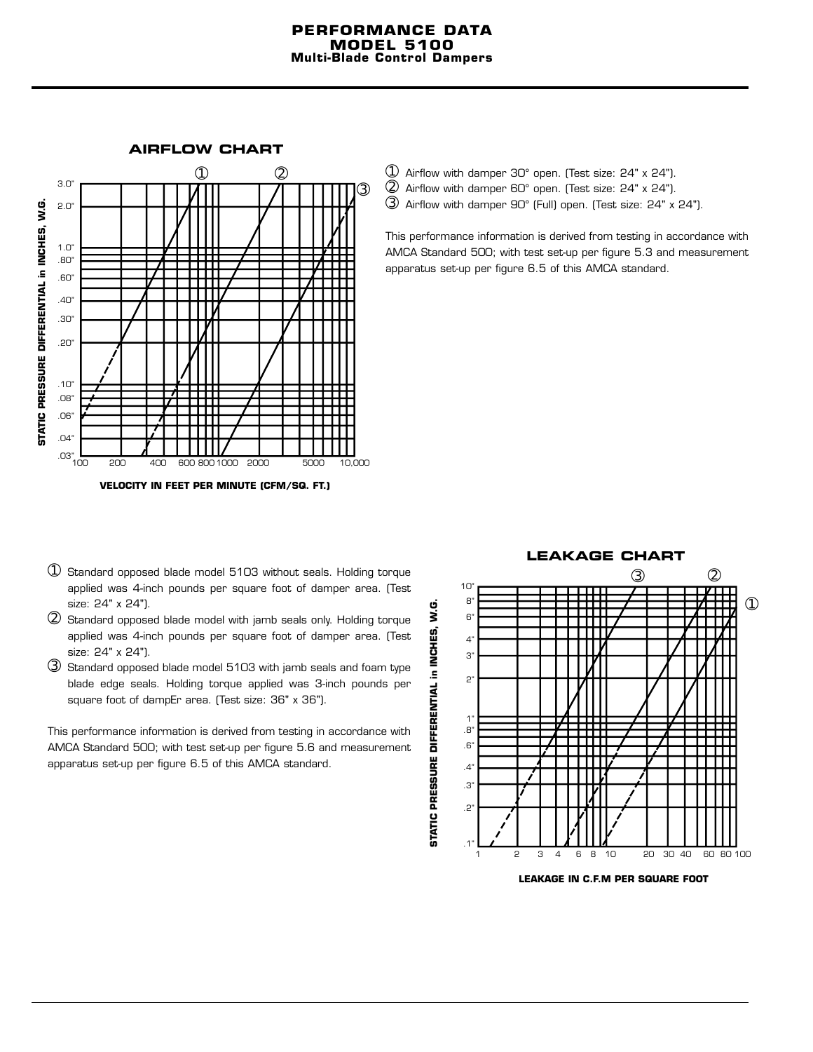# PERFORMANCE DATA
## MODEL 5100
### Multi-Blade Control Dampers

## AIRFLOW CHART

① ② ③

3.0"
2.0"
1.0"
.80"
.60"
.40"
.30"
.20"
.10"
.08"
.06"
.04"
.03"

100 200 400 600 800 1000 2000 5000 10,000

STATIC PRESSURE DIFFERENTIAL in INCHES, W.G.

VELOCITY IN FEET PER MINUTE (CFM/SQ. FT.)

① Airflow with damper 30° open. (Test size: 24" x 24").
② Airflow with damper 60° open. (Test size: 24" x 24").
③ Airflow with damper 90° (Full) open. (Test size: 24" x 24").

This performance information is derived from testing in accordance with AMCA Standard 500; with test set-up per figure 5.3 and measurement apparatus set-up per figure 6.5 of this AMCA standard.

① Standard opposed blade model 5103 without seals. Holding torque applied was 4-inch pounds per square foot of damper area. (Test size: 24" x 24").
② Standard opposed blade model with jamb seals only. Holding torque applied was 4-inch pounds per square foot of damper area. (Test size: 24" x 24").
③ Standard opposed blade model 5103 with jamb seals and foam type blade edge seals. Holding torque applied was 3-inch pounds per square foot of dampEr area. (Test size: 36" x 36").

This performance information is derived from testing in accordance with AMCA Standard 500; with test set-up per figure 5.6 and measurement apparatus set-up per figure 6.5 of this AMCA standard.

## LEAKAGE CHART

③ ② ①

10"
8"
6"
4"
3"
2"
1"
.8"
.6"
.4"
.3"
.2"
.1"

1 2 3 4 6 8 10 20 30 40 60 80 100

STATIC PRESSURE DIFFERENTIAL in INCHES, W.G.

LEAKAGE IN C.F.M PER SQUARE FOOT